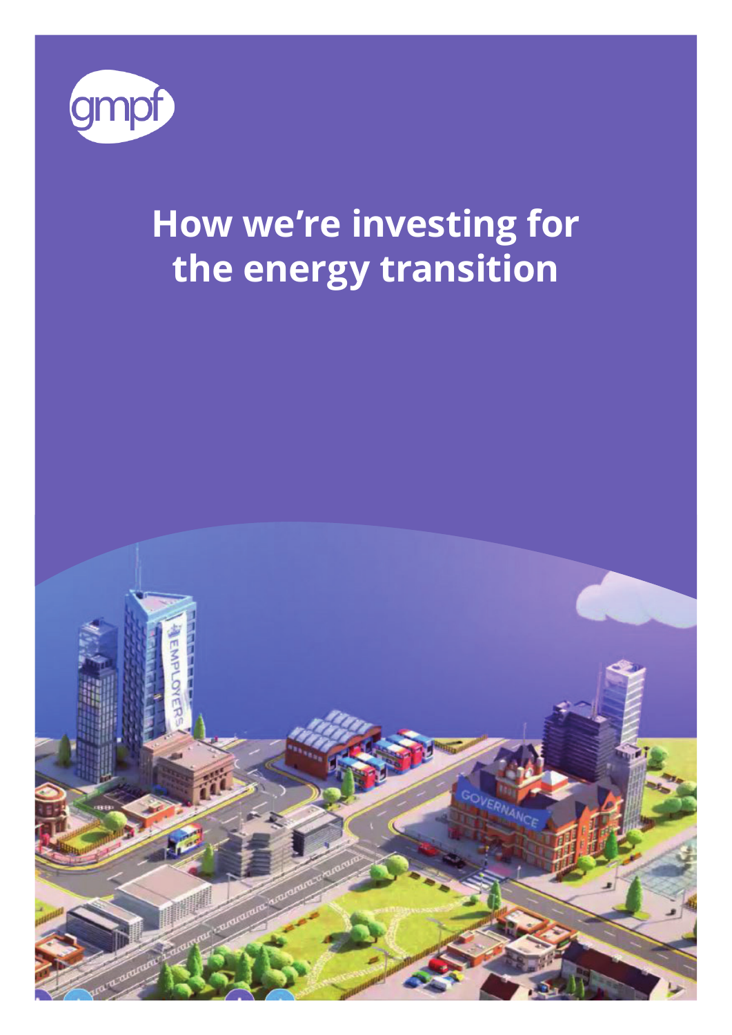gmpf

# How we're investing for the energy transition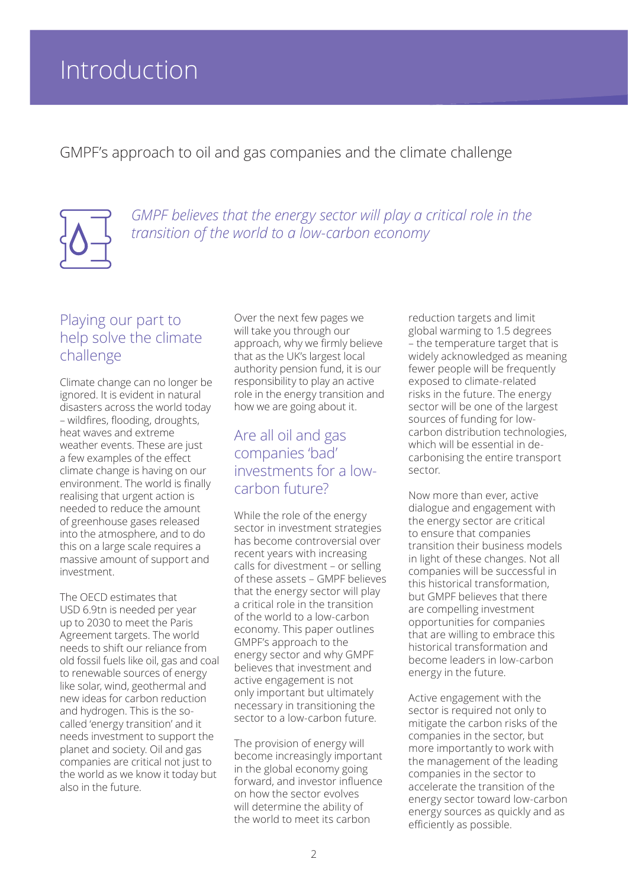# Introduction

GMPF's approach to oil and gas companies and the climate challenge

*GMPF believes that the energy sector will play a critical role in the transition of the world to a low-carbon economy*

## Playing our part to help solve the climate challenge

Climate change can no longer be ignored. It is evident in natural disasters across the world today – wildfires, flooding, droughts, heat waves and extreme weather events. These are just a few examples of the effect climate change is having on our environment. The world is finally realising that urgent action is needed to reduce the amount of greenhouse gases released into the atmosphere, and to do this on a large scale requires a massive amount of support and investment.

The OECD estimates that USD 6.9tn is needed per year up to 2030 to meet the Paris Agreement targets. The world needs to shift our reliance from old fossil fuels like oil, gas and coal to renewable sources of energy like solar, wind, geothermal and new ideas for carbon reduction and hydrogen. This is the so-called 'energy transition' and it needs investment to support the planet and society. Oil and gas companies are critical not just to the world as we know it today but also in the future.

Over the next few pages we will take you through our approach, why we firmly believe that as the UK's largest local authority pension fund, it is our responsibility to play an active role in the energy transition and how we are going about it.

## Are all oil and gas companies 'bad' investments for a low-carbon future?

While the role of the energy sector in investment strategies has become controversial over recent years with increasing calls for divestment – or selling of these assets – GMPF believes that the energy sector will play a critical role in the transition of the world to a low-carbon economy. This paper outlines GMPF's approach to the energy sector and why GMPF believes that investment and active engagement is not only important but ultimately necessary in transitioning the sector to a low-carbon future.

The provision of energy will become increasingly important in the global economy going forward, and investor influence on how the sector evolves will determine the ability of the world to meet its carbon reduction targets and limit global warming to 1.5 degrees – the temperature target that is widely acknowledged as meaning fewer people will be frequently exposed to climate-related risks in the future. The energy sector will be one of the largest sources of funding for low-carbon distribution technologies, which will be essential in de-carbonising the entire transport sector.

Now more than ever, active dialogue and engagement with the energy sector are critical to ensure that companies transition their business models in light of these changes. Not all companies will be successful in this historical transformation, but GMPF believes that there are compelling investment opportunities for companies that are willing to embrace this historical transformation and become leaders in low-carbon energy in the future.

Active engagement with the sector is required not only to mitigate the carbon risks of the companies in the sector, but more importantly to work with the management of the leading companies in the sector to accelerate the transition of the energy sector toward low-carbon energy sources as quickly and as efficiently as possible.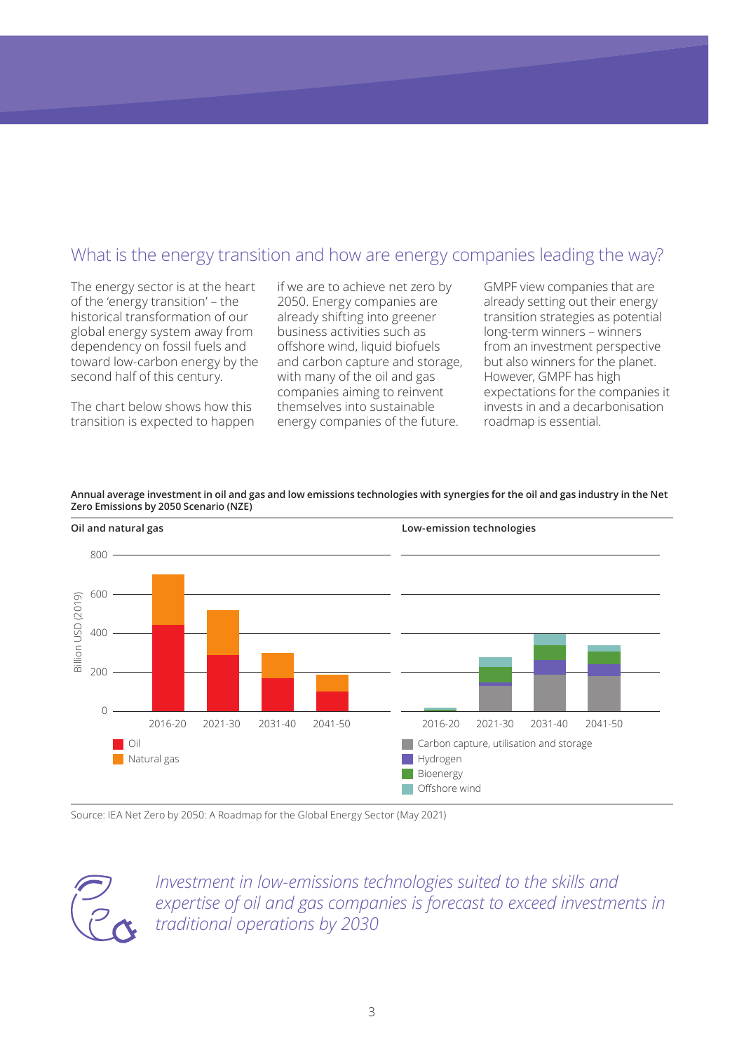## What is the energy transition and how are energy companies leading the way?

The energy sector is at the heart of the 'energy transition' – the historical transformation of our global energy system away from dependency on fossil fuels and toward low-carbon energy by the second half of this century.

The chart below shows how this transition is expected to happen if we are to achieve net zero by 2050. Energy companies are already shifting into greener business activities such as offshore wind, liquid biofuels and carbon capture and storage, with many of the oil and gas companies aiming to reinvent themselves into sustainable energy companies of the future.

GMPF view companies that are already setting out their energy transition strategies as potential long-term winners – winners from an investment perspective but also winners for the planet. However, GMPF has high expectations for the companies it invests in and a decarbonisation roadmap is essential.

**Annual average investment in oil and gas and low emissions technologies with synergies for the oil and gas industry in the Net Zero Emissions by 2050 Scenario (NZE)**

**Oil and natural gas**

**Low-emission technologies**

Billion USD (2019)

Oil and natural gas: 2016-20, 2021-30, 2031-40, 2041-50 (Oil; Natural gas)

Low-emission technologies: 2016-20, 2021-30, 2031-40, 2041-50 (Carbon capture, utilisation and storage; Hydrogen; Bioenergy; Offshore wind)

Source: IEA Net Zero by 2050: A Roadmap for the Global Energy Sector (May 2021)

*Investment in low-emissions technologies suited to the skills and expertise of oil and gas companies is forecast to exceed investments in traditional operations by 2030*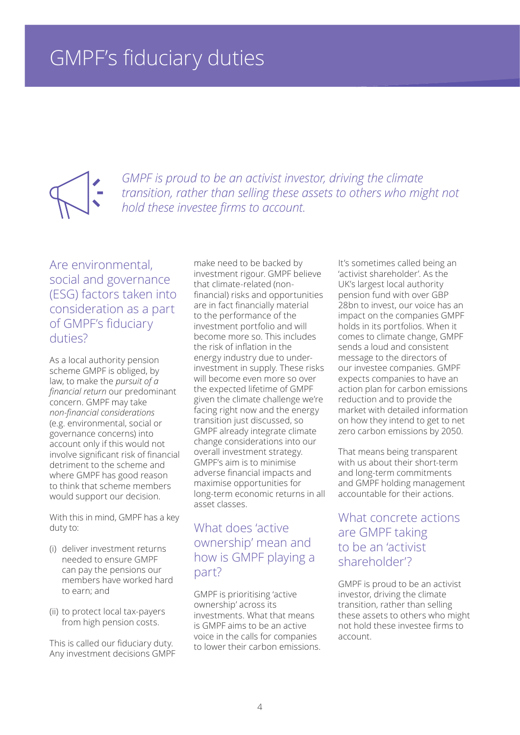# GMPF's fiduciary duties

*GMPF is proud to be an activist investor, driving the climate transition, rather than selling these assets to others who might not hold these investee firms to account.*

## Are environmental, social and governance (ESG) factors taken into consideration as a part of GMPF's fiduciary duties?

As a local authority pension scheme GMPF is obliged, by law, to make the *pursuit of a financial return* our predominant concern. GMPF may take *non-financial considerations* (e.g. environmental, social or governance concerns) into account only if this would not involve significant risk of financial detriment to the scheme and where GMPF has good reason to think that scheme members would support our decision.

With this in mind, GMPF has a key duty to:

(i) deliver investment returns needed to ensure GMPF can pay the pensions our members have worked hard to earn; and

(ii) to protect local tax-payers from high pension costs.

This is called our fiduciary duty. Any investment decisions GMPF make need to be backed by investment rigour. GMPF believe that climate-related (non-financial) risks and opportunities are in fact financially material to the performance of the investment portfolio and will become more so. This includes the risk of inflation in the energy industry due to under-investment in supply. These risks will become even more so over the expected lifetime of GMPF given the climate challenge we're facing right now and the energy transition just discussed, so GMPF already integrate climate change considerations into our overall investment strategy. GMPF's aim is to minimise adverse financial impacts and maximise opportunities for long-term economic returns in all asset classes.

## What does 'active ownership' mean and how is GMPF playing a part?

GMPF is prioritising 'active ownership' across its investments. What that means is GMPF aims to be an active voice in the calls for companies to lower their carbon emissions. It's sometimes called being an 'activist shareholder'. As the UK's largest local authority pension fund with over GBP 28bn to invest, our voice has an impact on the companies GMPF holds in its portfolios. When it comes to climate change, GMPF sends a loud and consistent message to the directors of our investee companies. GMPF expects companies to have an action plan for carbon emissions reduction and to provide the market with detailed information on how they intend to get to net zero carbon emissions by 2050.

That means being transparent with us about their short-term and long-term commitments and GMPF holding management accountable for their actions.

## What concrete actions are GMPF taking to be an 'activist shareholder'?

GMPF is proud to be an activist investor, driving the climate transition, rather than selling these assets to others who might not hold these investee firms to account.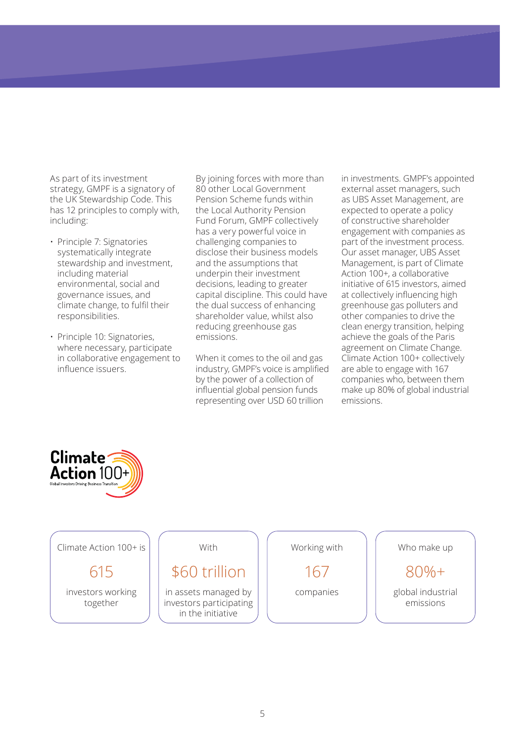As part of its investment strategy, GMPF is a signatory of the UK Stewardship Code. This has 12 principles to comply with, including:

- Principle 7: Signatories systematically integrate stewardship and investment, including material environmental, social and governance issues, and climate change, to fulfil their responsibilities.
- Principle 10: Signatories, where necessary, participate in collaborative engagement to influence issuers.

By joining forces with more than 80 other Local Government Pension Scheme funds within the Local Authority Pension Fund Forum, GMPF collectively has a very powerful voice in challenging companies to disclose their business models and the assumptions that underpin their investment decisions, leading to greater capital discipline. This could have the dual success of enhancing shareholder value, whilst also reducing greenhouse gas emissions.

When it comes to the oil and gas industry, GMPF's voice is amplified by the power of a collection of influential global pension funds representing over USD 60 trillion in investments. GMPF's appointed external asset managers, such as UBS Asset Management, are expected to operate a policy of constructive shareholder engagement with companies as part of the investment process. Our asset manager, UBS Asset Management, is part of Climate Action 100+, a collaborative initiative of 615 investors, aimed at collectively influencing high greenhouse gas polluters and other companies to drive the clean energy transition, helping achieve the goals of the Paris agreement on Climate Change. Climate Action 100+ collectively are able to engage with 167 companies who, between them make up 80% of global industrial emissions.

**Climate Action 100+**
Global Investors Driving Business Transition

| Climate Action 100+ is | With | Working with | Who make up |
|---|---|---|---|
| 615 | $60 trillion | 167 | 80%+ |
| investors working together | in assets managed by investors participating in the initiative | companies | global industrial emissions |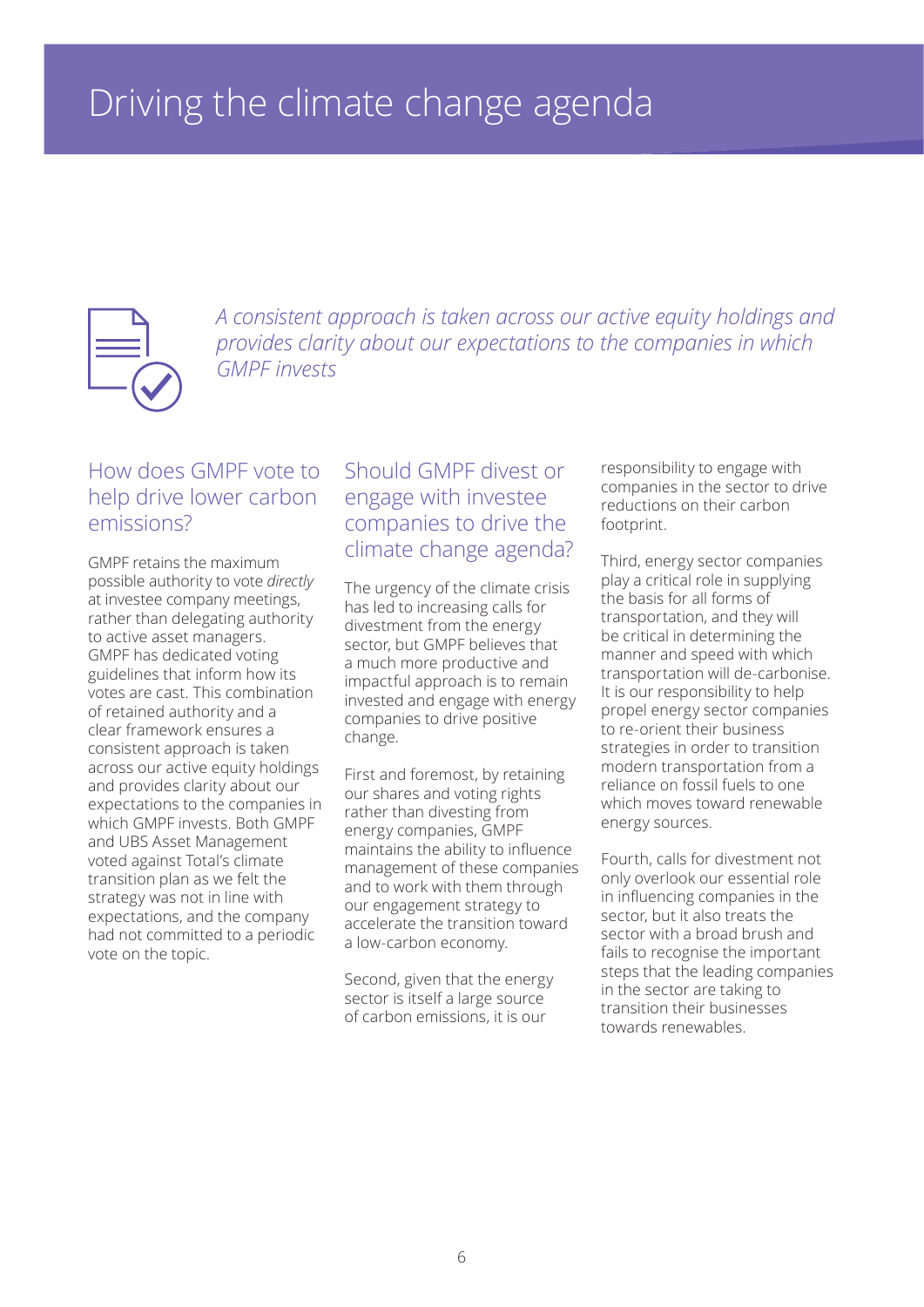# Driving the climate change agenda

*A consistent approach is taken across our active equity holdings and provides clarity about our expectations to the companies in which GMPF invests*

## How does GMPF vote to help drive lower carbon emissions?

GMPF retains the maximum possible authority to vote *directly* at investee company meetings, rather than delegating authority to active asset managers. GMPF has dedicated voting guidelines that inform how its votes are cast. This combination of retained authority and a clear framework ensures a consistent approach is taken across our active equity holdings and provides clarity about our expectations to the companies in which GMPF invests. Both GMPF and UBS Asset Management voted against Total's climate transition plan as we felt the strategy was not in line with expectations, and the company had not committed to a periodic vote on the topic.

## Should GMPF divest or engage with investee companies to drive the climate change agenda?

The urgency of the climate crisis has led to increasing calls for divestment from the energy sector, but GMPF believes that a much more productive and impactful approach is to remain invested and engage with energy companies to drive positive change.

First and foremost, by retaining our shares and voting rights rather than divesting from energy companies, GMPF maintains the ability to influence management of these companies and to work with them through our engagement strategy to accelerate the transition toward a low-carbon economy.

Second, given that the energy sector is itself a large source of carbon emissions, it is our responsibility to engage with companies in the sector to drive reductions on their carbon footprint.

Third, energy sector companies play a critical role in supplying the basis for all forms of transportation, and they will be critical in determining the manner and speed with which transportation will de-carbonise. It is our responsibility to help propel energy sector companies to re-orient their business strategies in order to transition modern transportation from a reliance on fossil fuels to one which moves toward renewable energy sources.

Fourth, calls for divestment not only overlook our essential role in influencing companies in the sector, but it also treats the sector with a broad brush and fails to recognise the important steps that the leading companies in the sector are taking to transition their businesses towards renewables.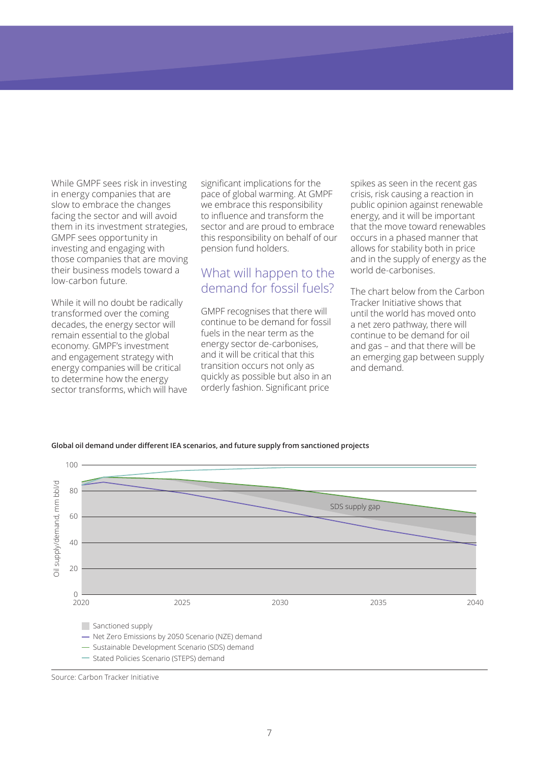While GMPF sees risk in investing in energy companies that are slow to embrace the changes facing the sector and will avoid them in its investment strategies, GMPF sees opportunity in investing and engaging with those companies that are moving their business models toward a low-carbon future.

While it will no doubt be radically transformed over the coming decades, the energy sector will remain essential to the global economy. GMPF's investment and engagement strategy with energy companies will be critical to determine how the energy sector transforms, which will have significant implications for the pace of global warming. At GMPF we embrace this responsibility to influence and transform the sector and are proud to embrace this responsibility on behalf of our pension fund holders.

## What will happen to the demand for fossil fuels?

GMPF recognises that there will continue to be demand for fossil fuels in the near term as the energy sector de-carbonises, and it will be critical that this transition occurs not only as quickly as possible but also in an orderly fashion. Significant price spikes as seen in the recent gas crisis, risk causing a reaction in public opinion against renewable energy, and it will be important that the move toward renewables occurs in a phased manner that allows for stability both in price and in the supply of energy as the world de-carbonises.

The chart below from the Carbon Tracker Initiative shows that until the world has moved onto a net zero pathway, there will continue to be demand for oil and gas – and that there will be an emerging gap between supply and demand.

**Global oil demand under different IEA scenarios, and future supply from sanctioned projects**

Oil supply/demand, mm bbl/d: 0, 20, 40, 60, 80, 100

2020, 2025, 2030, 2035, 2040

SDS supply gap

- Sanctioned supply
- Net Zero Emissions by 2050 Scenario (NZE) demand
- Sustainable Development Scenario (SDS) demand
- Stated Policies Scenario (STEPS) demand

Source: Carbon Tracker Initiative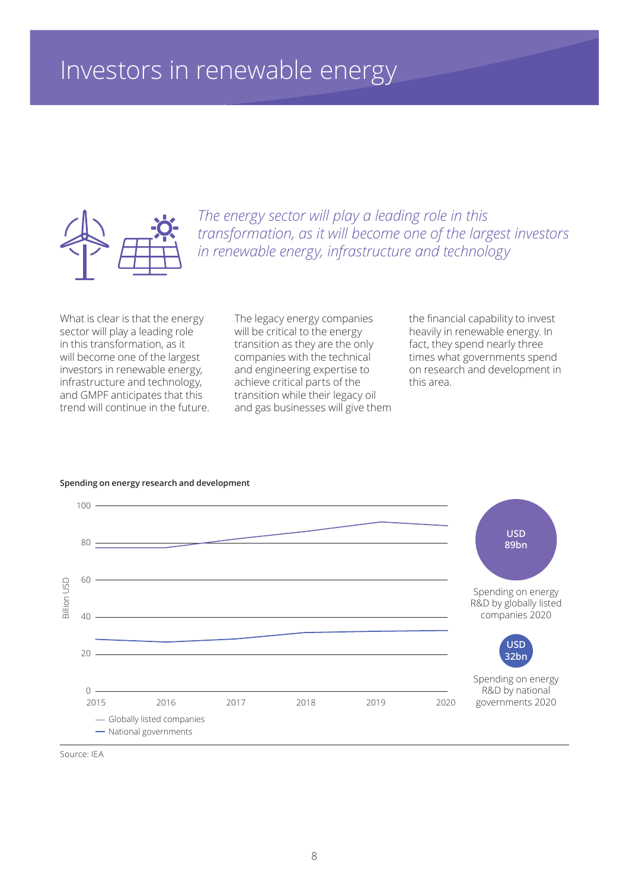# Investors in renewable energy

*The energy sector will play a leading role in this transformation, as it will become one of the largest investors in renewable energy, infrastructure and technology*

What is clear is that the energy sector will play a leading role in this transformation, as it will become one of the largest investors in renewable energy, infrastructure and technology, and GMPF anticipates that this trend will continue in the future.

The legacy energy companies will be critical to the energy transition as they are the only companies with the technical and engineering expertise to achieve critical parts of the transition while their legacy oil and gas businesses will give them the financial capability to invest heavily in renewable energy. In fact, they spend nearly three times what governments spend on research and development in this area.

**Spending on energy research and development**

Billion USD

— Globally listed companies
— National governments

USD 89bn
Spending on energy R&D by globally listed companies 2020

USD 32bn
Spending on energy R&D by national governments 2020

Source: IEA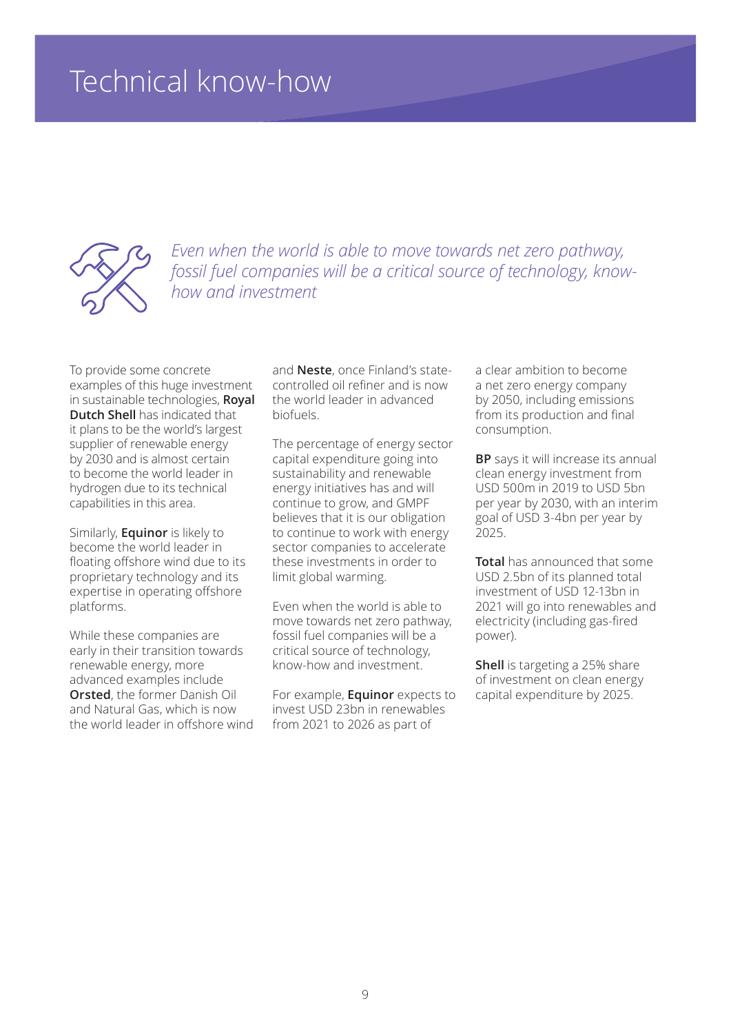# Technical know-how

*Even when the world is able to move towards net zero pathway, fossil fuel companies will be a critical source of technology, know-how and investment*

To provide some concrete examples of this huge investment in sustainable technologies, **Royal Dutch Shell** has indicated that it plans to be the world's largest supplier of renewable energy by 2030 and is almost certain to become the world leader in hydrogen due to its technical capabilities in this area.

Similarly, **Equinor** is likely to become the world leader in floating offshore wind due to its proprietary technology and its expertise in operating offshore platforms.

While these companies are early in their transition towards renewable energy, more advanced examples include **Orsted**, the former Danish Oil and Natural Gas, which is now the world leader in offshore wind and **Neste**, once Finland's state-controlled oil refiner and is now the world leader in advanced biofuels.

The percentage of energy sector capital expenditure going into sustainability and renewable energy initiatives has and will continue to grow, and GMPF believes that it is our obligation to continue to work with energy sector companies to accelerate these investments in order to limit global warming.

Even when the world is able to move towards net zero pathway, fossil fuel companies will be a critical source of technology, know-how and investment.

For example, **Equinor** expects to invest USD 23bn in renewables from 2021 to 2026 as part of a clear ambition to become a net zero energy company by 2050, including emissions from its production and final consumption.

**BP** says it will increase its annual clean energy investment from USD 500m in 2019 to USD 5bn per year by 2030, with an interim goal of USD 3-4bn per year by 2025.

**Total** has announced that some USD 2.5bn of its planned total investment of USD 12-13bn in 2021 will go into renewables and electricity (including gas-fired power).

**Shell** is targeting a 25% share of investment on clean energy capital expenditure by 2025.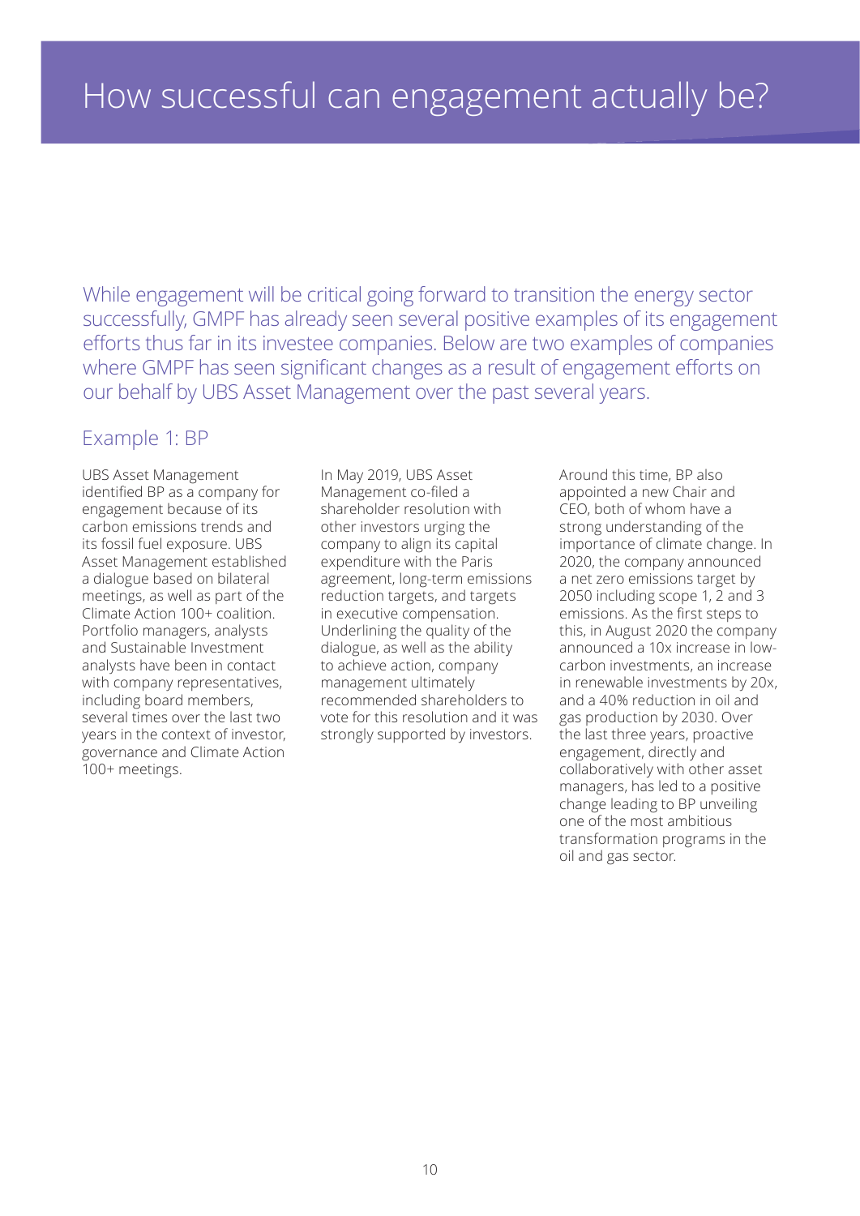# How successful can engagement actually be?

While engagement will be critical going forward to transition the energy sector successfully, GMPF has already seen several positive examples of its engagement efforts thus far in its investee companies. Below are two examples of companies where GMPF has seen significant changes as a result of engagement efforts on our behalf by UBS Asset Management over the past several years.

## Example 1: BP

UBS Asset Management identified BP as a company for engagement because of its carbon emissions trends and its fossil fuel exposure. UBS Asset Management established a dialogue based on bilateral meetings, as well as part of the Climate Action 100+ coalition. Portfolio managers, analysts and Sustainable Investment analysts have been in contact with company representatives, including board members, several times over the last two years in the context of investor, governance and Climate Action 100+ meetings.

In May 2019, UBS Asset Management co-filed a shareholder resolution with other investors urging the company to align its capital expenditure with the Paris agreement, long-term emissions reduction targets, and targets in executive compensation. Underlining the quality of the dialogue, as well as the ability to achieve action, company management ultimately recommended shareholders to vote for this resolution and it was strongly supported by investors.

Around this time, BP also appointed a new Chair and CEO, both of whom have a strong understanding of the importance of climate change. In 2020, the company announced a net zero emissions target by 2050 including scope 1, 2 and 3 emissions. As the first steps to this, in August 2020 the company announced a 10x increase in low-carbon investments, an increase in renewable investments by 20x, and a 40% reduction in oil and gas production by 2030. Over the last three years, proactive engagement, directly and collaboratively with other asset managers, has led to a positive change leading to BP unveiling one of the most ambitious transformation programs in the oil and gas sector.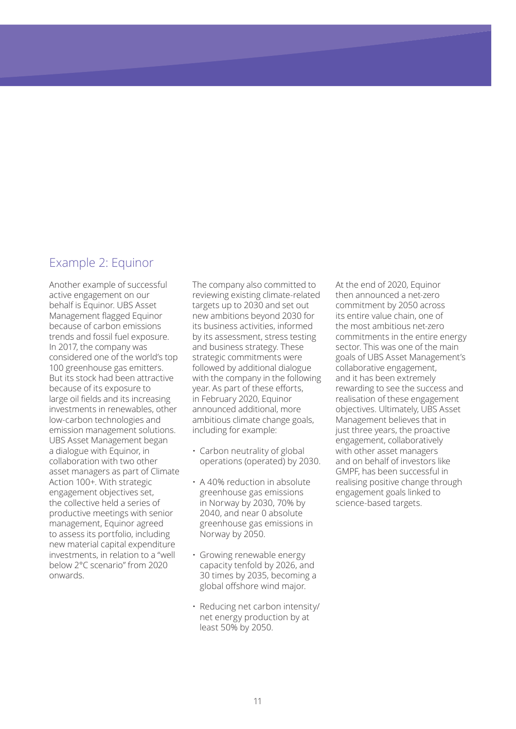## Example 2: Equinor

Another example of successful active engagement on our behalf is Equinor. UBS Asset Management flagged Equinor because of carbon emissions trends and fossil fuel exposure. In 2017, the company was considered one of the world's top 100 greenhouse gas emitters. But its stock had been attractive because of its exposure to large oil fields and its increasing investments in renewables, other low-carbon technologies and emission management solutions. UBS Asset Management began a dialogue with Equinor, in collaboration with two other asset managers as part of Climate Action 100+. With strategic engagement objectives set, the collective held a series of productive meetings with senior management, Equinor agreed to assess its portfolio, including new material capital expenditure investments, in relation to a "well below 2°C scenario" from 2020 onwards.

The company also committed to reviewing existing climate-related targets up to 2030 and set out new ambitions beyond 2030 for its business activities, informed by its assessment, stress testing and business strategy. These strategic commitments were followed by additional dialogue with the company in the following year. As part of these efforts, in February 2020, Equinor announced additional, more ambitious climate change goals, including for example:

- Carbon neutrality of global operations (operated) by 2030.
- A 40% reduction in absolute greenhouse gas emissions in Norway by 2030, 70% by 2040, and near 0 absolute greenhouse gas emissions in Norway by 2050.
- Growing renewable energy capacity tenfold by 2026, and 30 times by 2035, becoming a global offshore wind major.
- Reducing net carbon intensity/ net energy production by at least 50% by 2050.

At the end of 2020, Equinor then announced a net-zero commitment by 2050 across its entire value chain, one of the most ambitious net-zero commitments in the entire energy sector. This was one of the main goals of UBS Asset Management's collaborative engagement, and it has been extremely rewarding to see the success and realisation of these engagement objectives. Ultimately, UBS Asset Management believes that in just three years, the proactive engagement, collaboratively with other asset managers and on behalf of investors like GMPF, has been successful in realising positive change through engagement goals linked to science-based targets.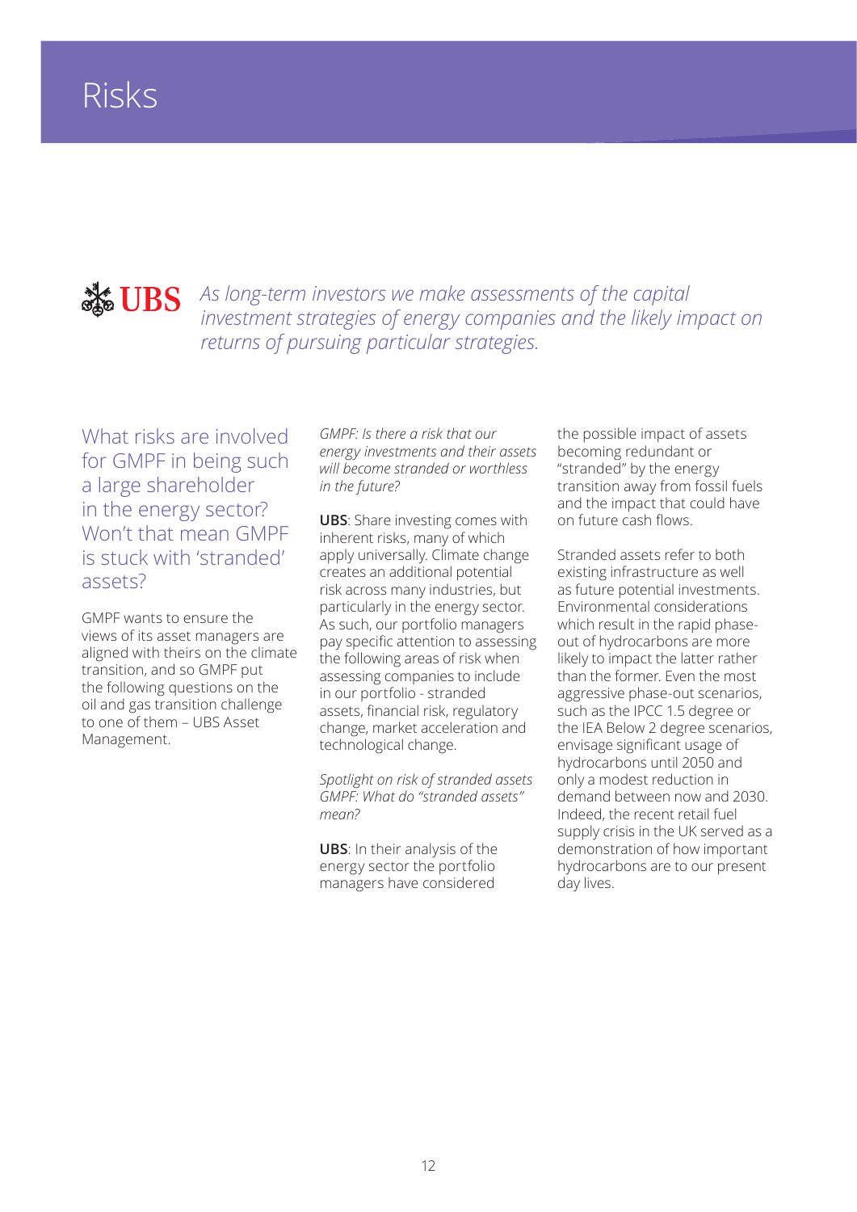# Risks

**UBS** *As long-term investors we make assessments of the capital investment strategies of energy companies and the likely impact on returns of pursuing particular strategies.*

## What risks are involved for GMPF in being such a large shareholder in the energy sector? Won't that mean GMPF is stuck with 'stranded' assets?

GMPF wants to ensure the views of its asset managers are aligned with theirs on the climate transition, and so GMPF put the following questions on the oil and gas transition challenge to one of them – UBS Asset Management.

*GMPF: Is there a risk that our energy investments and their assets will become stranded or worthless in the future?*

**UBS**: Share investing comes with inherent risks, many of which apply universally. Climate change creates an additional potential risk across many industries, but particularly in the energy sector. As such, our portfolio managers pay specific attention to assessing the following areas of risk when assessing companies to include in our portfolio - stranded assets, financial risk, regulatory change, market acceleration and technological change.

*Spotlight on risk of stranded assets*
*GMPF: What do "stranded assets" mean?*

**UBS**: In their analysis of the energy sector the portfolio managers have considered the possible impact of assets becoming redundant or "stranded" by the energy transition away from fossil fuels and the impact that could have on future cash flows.

Stranded assets refer to both existing infrastructure as well as future potential investments. Environmental considerations which result in the rapid phase-out of hydrocarbons are more likely to impact the latter rather than the former. Even the most aggressive phase-out scenarios, such as the IPCC 1.5 degree or the IEA Below 2 degree scenarios, envisage significant usage of hydrocarbons until 2050 and only a modest reduction in demand between now and 2030. Indeed, the recent retail fuel supply crisis in the UK served as a demonstration of how important hydrocarbons are to our present day lives.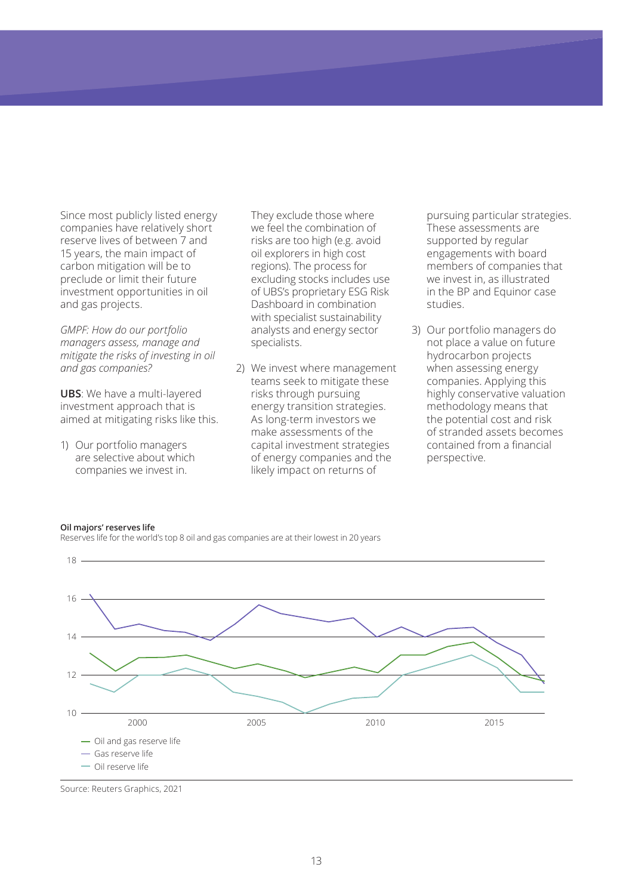Since most publicly listed energy companies have relatively short reserve lives of between 7 and 15 years, the main impact of carbon mitigation will be to preclude or limit their future investment opportunities in oil and gas projects.

*GMPF: How do our portfolio managers assess, manage and mitigate the risks of investing in oil and gas companies?*

**UBS**: We have a multi-layered investment approach that is aimed at mitigating risks like this.

1) Our portfolio managers are selective about which companies we invest in. They exclude those where we feel the combination of risks are too high (e.g. avoid oil explorers in high cost regions). The process for excluding stocks includes use of UBS's proprietary ESG Risk Dashboard in combination with specialist sustainability analysts and energy sector specialists.

2) We invest where management teams seek to mitigate these risks through pursuing energy transition strategies. As long-term investors we make assessments of the capital investment strategies of energy companies and the likely impact on returns of pursuing particular strategies. These assessments are supported by regular engagements with board members of companies that we invest in, as illustrated in the BP and Equinor case studies.

3) Our portfolio managers do not place a value on future hydrocarbon projects when assessing energy companies. Applying this highly conservative valuation methodology means that the potential cost and risk of stranded assets becomes contained from a financial perspective.

**Oil majors' reserves life**

Reserves life for the world's top 8 oil and gas companies are at their lowest in 20 years

- Oil and gas reserve life
- Gas reserve life
- Oil reserve life

Source: Reuters Graphics, 2021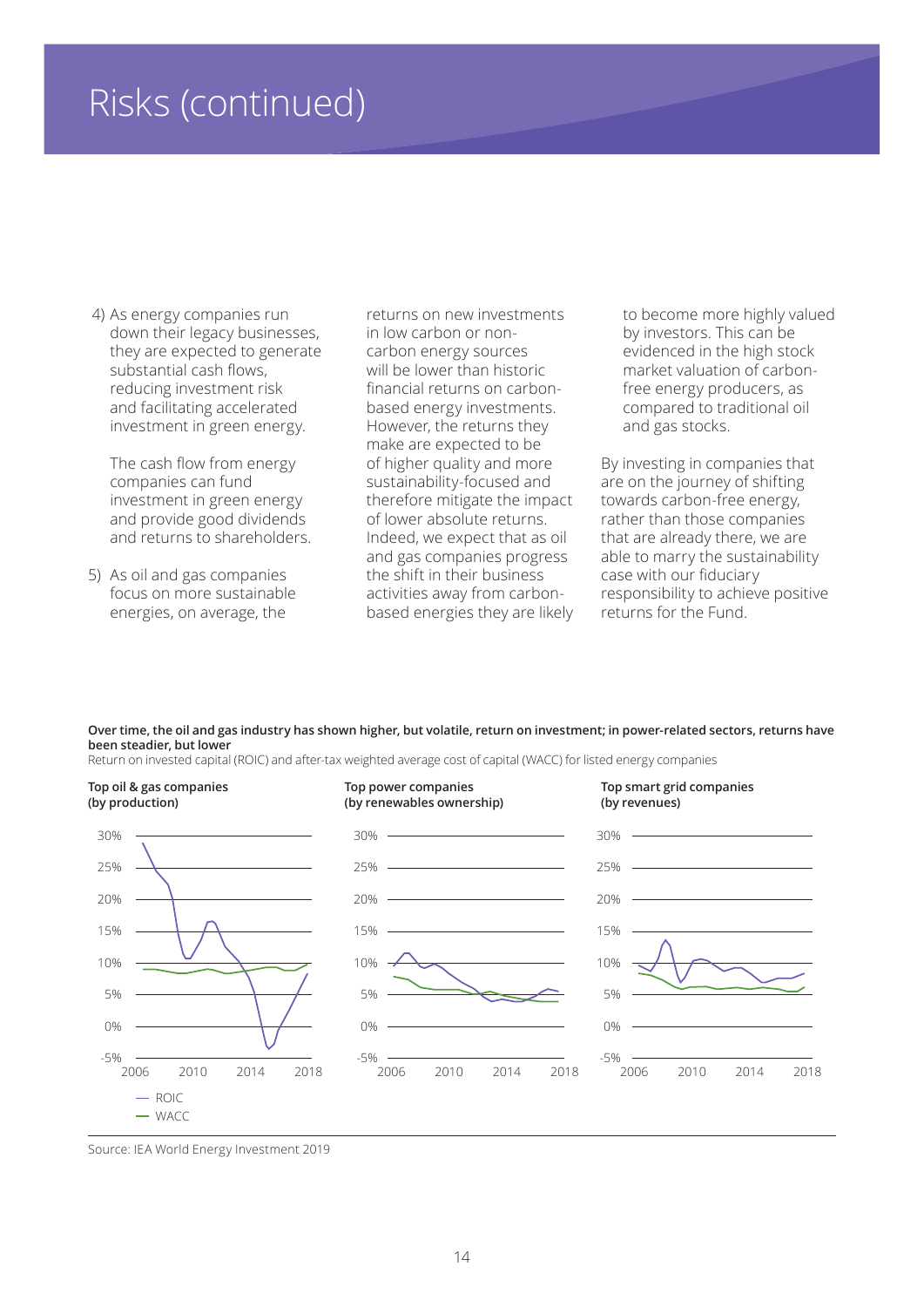# Risks (continued)

4) As energy companies run down their legacy businesses, they are expected to generate substantial cash flows, reducing investment risk and facilitating accelerated investment in green energy.

   The cash flow from energy companies can fund investment in green energy and provide good dividends and returns to shareholders.

5) As oil and gas companies focus on more sustainable energies, on average, the returns on new investments in low carbon or non-carbon energy sources will be lower than historic financial returns on carbon-based energy investments. However, the returns they make are expected to be of higher quality and more sustainability-focused and therefore mitigate the impact of lower absolute returns. Indeed, we expect that as oil and gas companies progress the shift in their business activities away from carbon-based energies they are likely to become more highly valued by investors. This can be evidenced in the high stock market valuation of carbon-free energy producers, as compared to traditional oil and gas stocks.

By investing in companies that are on the journey of shifting towards carbon-free energy, rather than those companies that are already there, we are able to marry the sustainability case with our fiduciary responsibility to achieve positive returns for the Fund.

**Over time, the oil and gas industry has shown higher, but volatile, return on investment; in power-related sectors, returns have been steadier, but lower**

Return on invested capital (ROIC) and after-tax weighted average cost of capital (WACC) for listed energy companies

**Top oil & gas companies (by production)** | **Top power companies (by renewables ownership)** | **Top smart grid companies (by revenues)**

— ROIC
— WACC

Source: IEA World Energy Investment 2019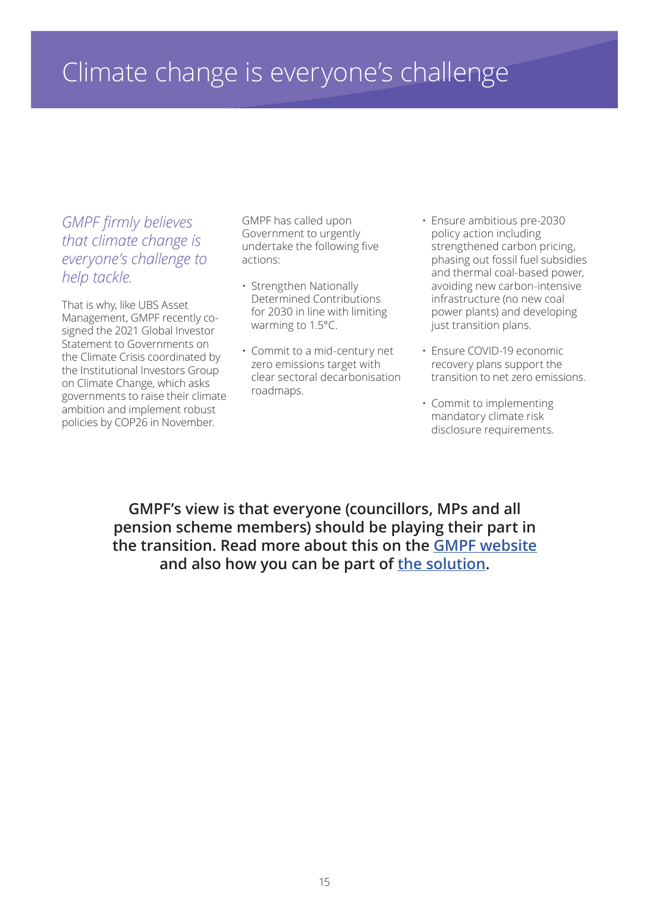# Climate change is everyone's challenge

*GMPF firmly believes that climate change is everyone's challenge to help tackle.*

That is why, like UBS Asset Management, GMPF recently co-signed the 2021 Global Investor Statement to Governments on the Climate Crisis coordinated by the Institutional Investors Group on Climate Change, which asks governments to raise their climate ambition and implement robust policies by COP26 in November.

GMPF has called upon Government to urgently undertake the following five actions:

- Strengthen Nationally Determined Contributions for 2030 in line with limiting warming to 1.5°C.
- Commit to a mid-century net zero emissions target with clear sectoral decarbonisation roadmaps.
- Ensure ambitious pre-2030 policy action including strengthened carbon pricing, phasing out fossil fuel subsidies and thermal coal-based power, avoiding new carbon-intensive infrastructure (no new coal power plants) and developing just transition plans.
- Ensure COVID-19 economic recovery plans support the transition to net zero emissions.
- Commit to implementing mandatory climate risk disclosure requirements.

**GMPF's view is that everyone (councillors, MPs and all pension scheme members) should be playing their part in the transition. Read more about this on the GMPF website and also how you can be part of the solution.**